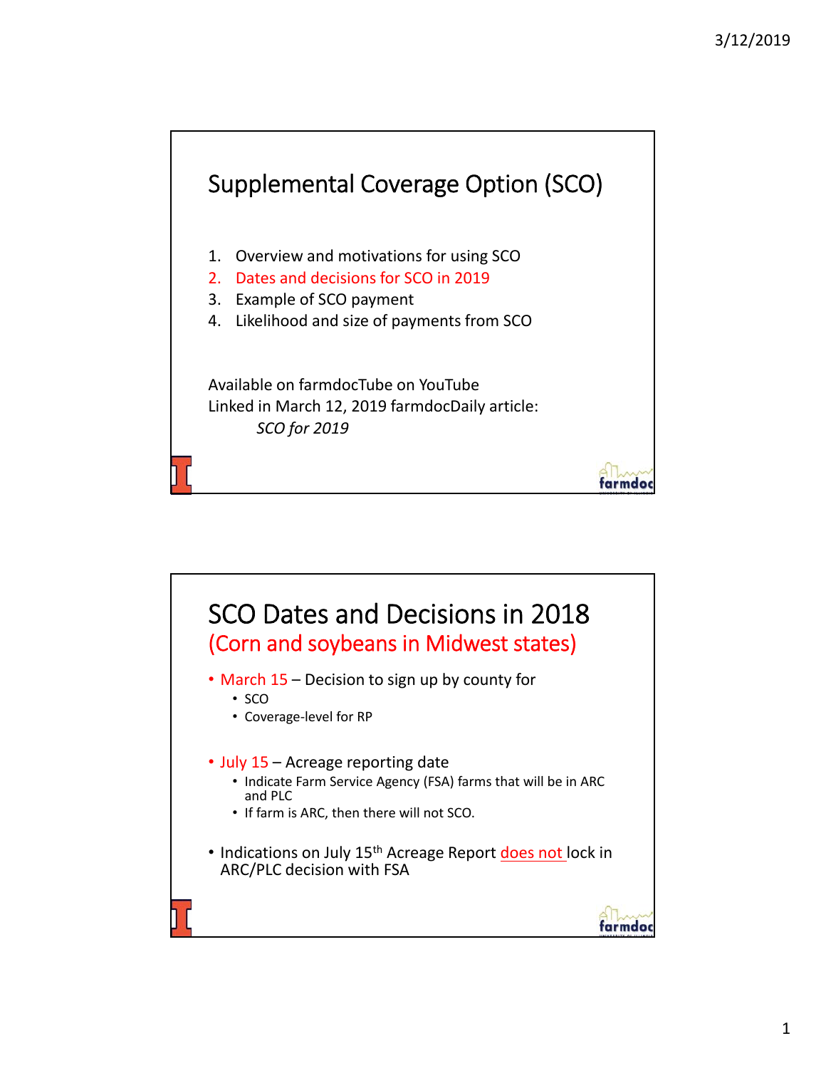# Supplemental Coverage Option (SCO)

1. Overview and motivations for using SCO
2. Dates and decisions for SCO in 2019
3. Example of SCO payment
4. Likelihood and size of payments from SCO

Available on farmdocTube on YouTube
Linked in March 12, 2019 farmdocDaily article:
*SCO for 2019*

# SCO Dates and Decisions in 2018

## (Corn and soybeans in Midwest states)

- March 15 – Decision to sign up by county for
  - SCO
  - Coverage-level for RP
- July 15 – Acreage reporting date
  - Indicate Farm Service Agency (FSA) farms that will be in ARC and PLC
  - If farm is ARC, then there will not SCO.
- Indications on July 15th Acreage Report does not lock in ARC/PLC decision with FSA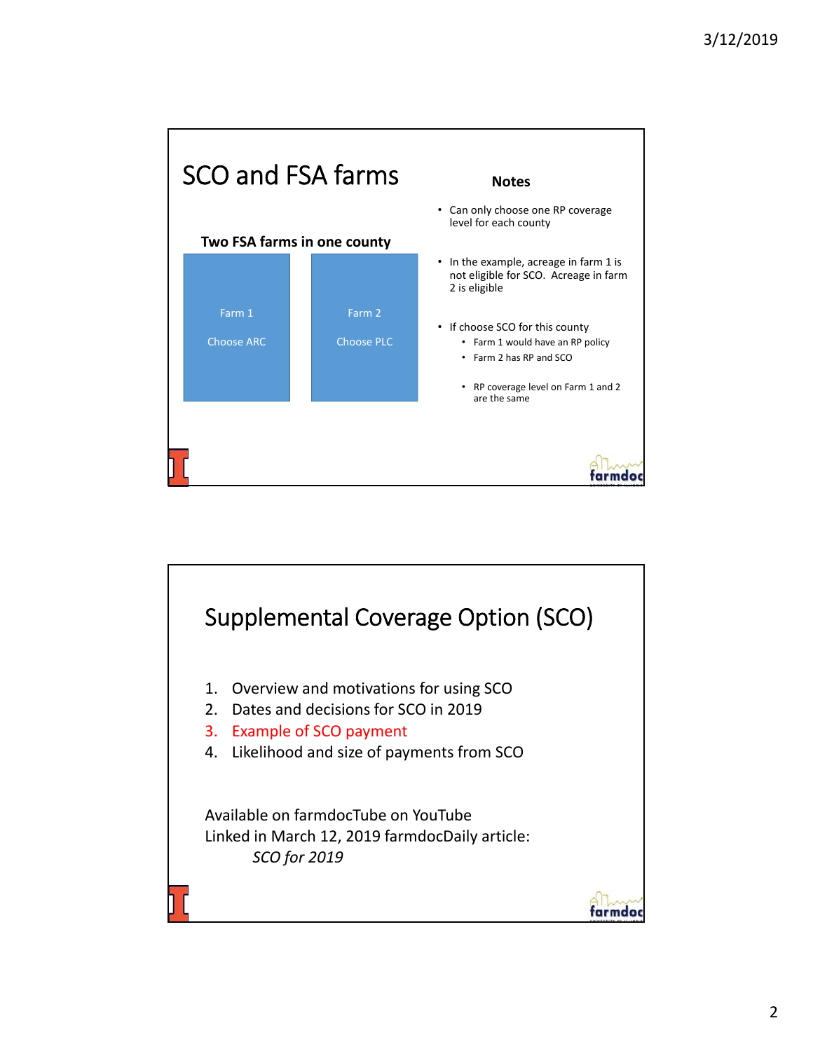# SCO and FSA farms

**Two FSA farms in one county**

| Farm 1 | Farm 2 |
| --- | --- |
| Choose ARC | Choose PLC |

**Notes**

- Can only choose one RP coverage level for each county
- In the example, acreage in farm 1 is not eligible for SCO. Acreage in farm 2 is eligible
- If choose SCO for this county
  - Farm 1 would have an RP policy
  - Farm 2 has RP and SCO
  - RP coverage level on Farm 1 and 2 are the same

# Supplemental Coverage Option (SCO)

1. Overview and motivations for using SCO
2. Dates and decisions for SCO in 2019
3. Example of SCO payment
4. Likelihood and size of payments from SCO

Available on farmdocTube on YouTube
Linked in March 12, 2019 farmdocDaily article:
*SCO for 2019*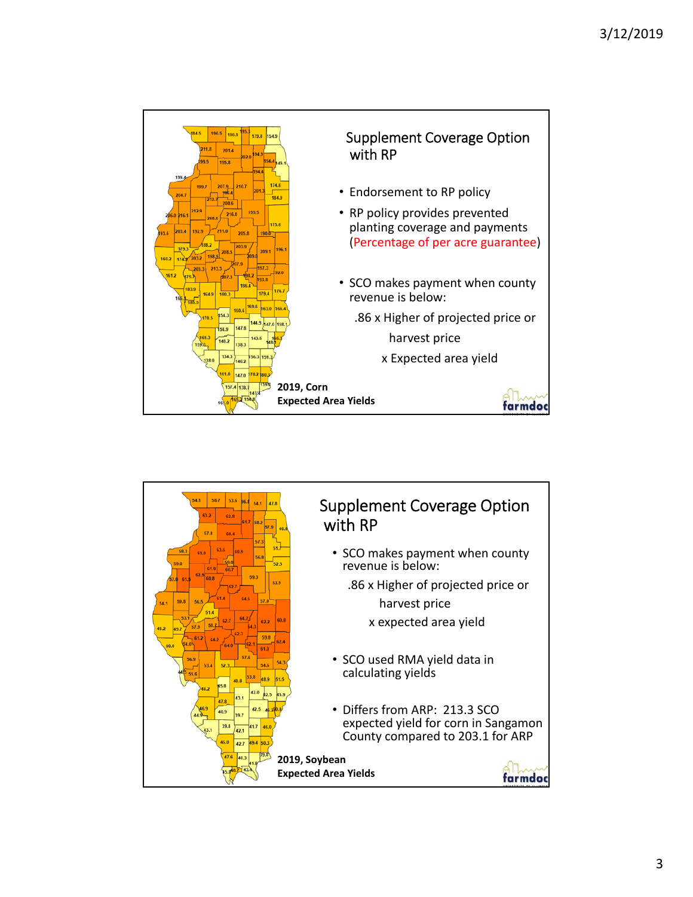## Supplement Coverage Option with RP

- Endorsement to RP policy
- RP policy provides prevented planting coverage and payments (Percentage of per acre guarantee)
- SCO makes payment when county revenue is below:

  .86 x Higher of projected price or harvest price x Expected area yield

**2019, Corn Expected Area Yields**

## Supplement Coverage Option with RP

- SCO makes payment when county revenue is below:

  .86 x Higher of projected price or harvest price x expected area yield

- SCO used RMA yield data in calculating yields
- Differs from ARP: 213.3 SCO expected yield for corn in Sangamon County compared to 203.1 for ARP

**2019, Soybean Expected Area Yields**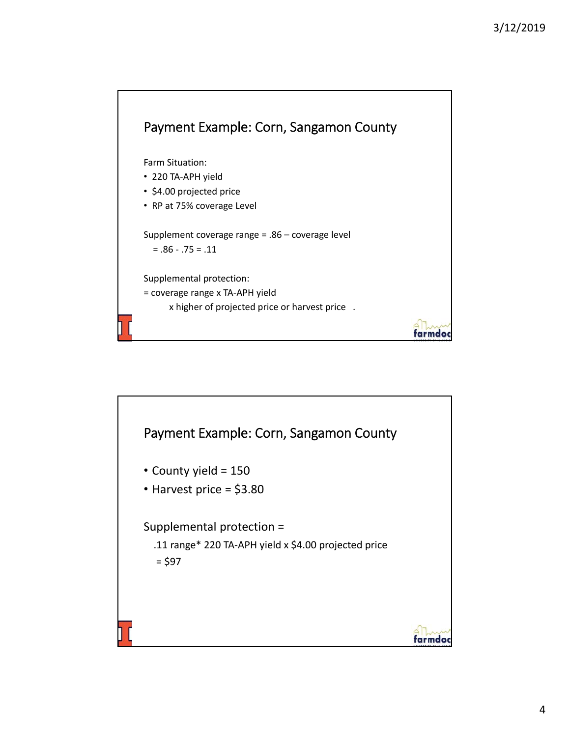## Payment Example: Corn, Sangamon County

Farm Situation:

- 220 TA-APH yield
- $4.00 projected price
- RP at 75% coverage Level

Supplement coverage range = .86 – coverage level
= .86 - .75 = .11

Supplemental protection:
= coverage range x TA-APH yield
x higher of projected price or harvest price .

## Payment Example: Corn, Sangamon County

- County yield = 150
- Harvest price = $3.80

Supplemental protection =
.11 range* 220 TA-APH yield x $4.00 projected price
= $97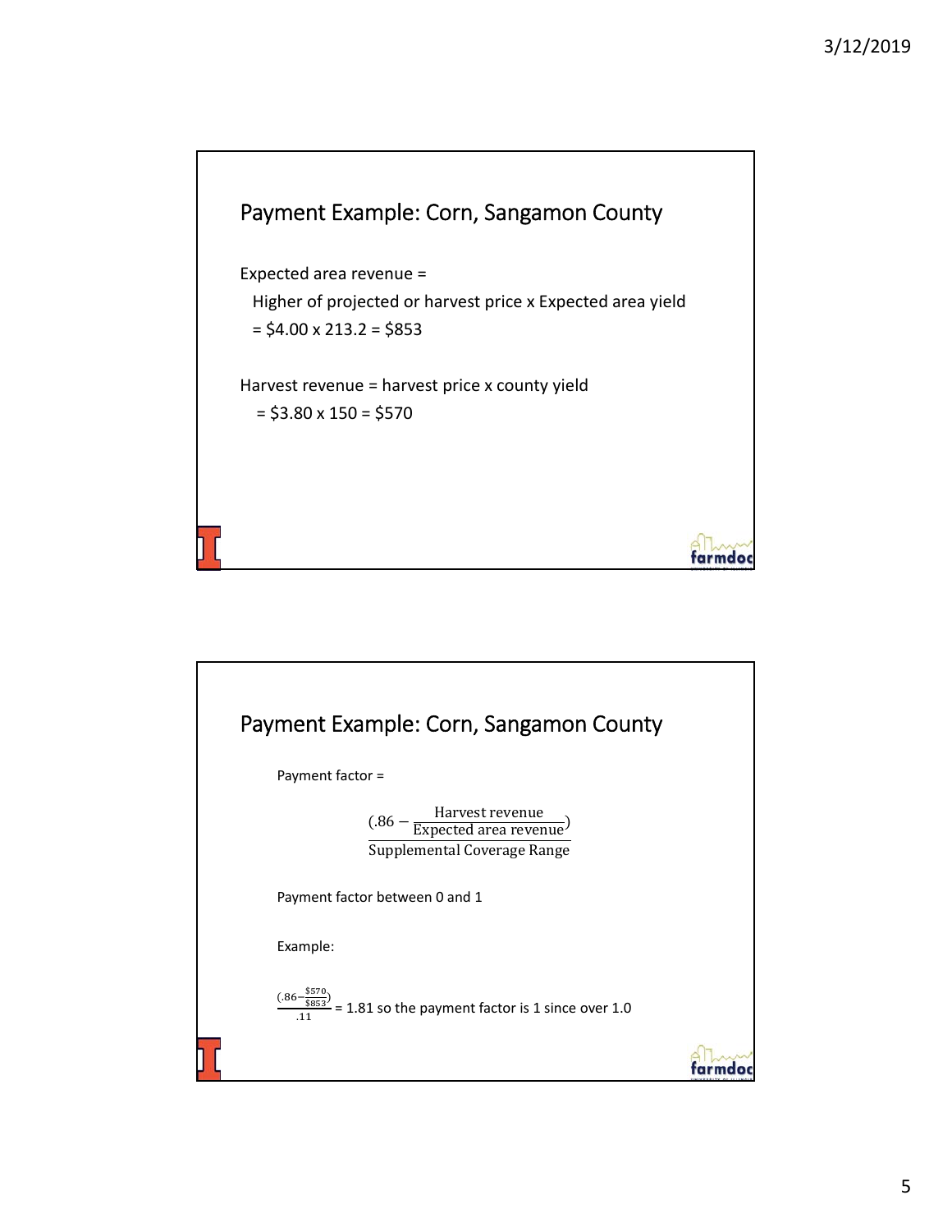## Payment Example: Corn, Sangamon County

Expected area revenue =

Higher of projected or harvest price x Expected area yield

= \$4.00 x 213.2 = \$853

Harvest revenue = harvest price x county yield

= \$3.80 x 150 = \$570

## Payment Example: Corn, Sangamon County

Payment factor =

$$\frac{(.86 - \frac{\text{Harvest revenue}}{\text{Expected area revenue}})}{\text{Supplemental Coverage Range}}$$

Payment factor between 0 and 1

Example:

$\frac{(.86 - \frac{\$570}{\$853})}{.11}$ = 1.81 so the payment factor is 1 since over 1.0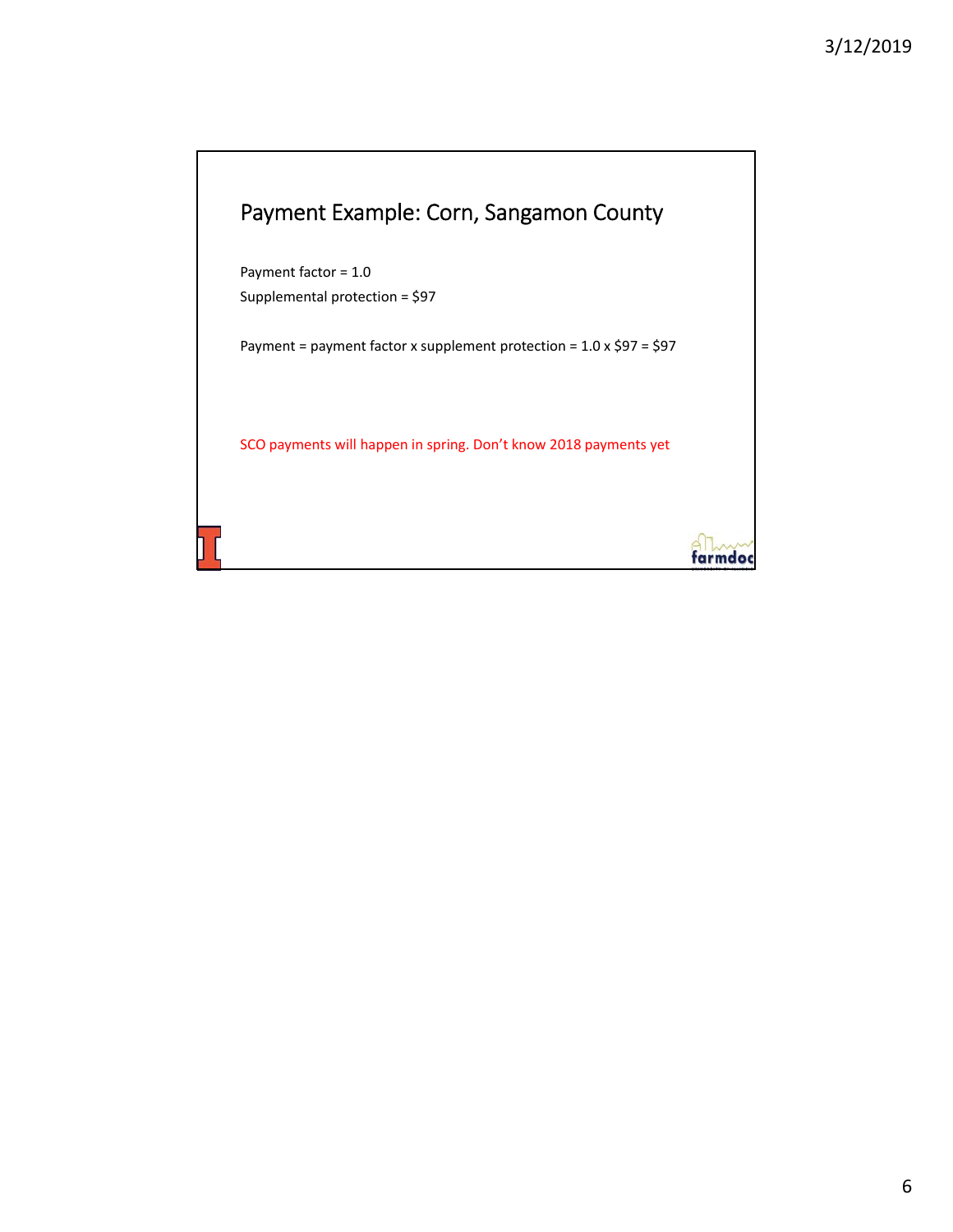## Payment Example: Corn, Sangamon County

Payment factor = 1.0

Supplemental protection = $97

Payment = payment factor x supplement protection = 1.0 x $97 = $97

SCO payments will happen in spring. Don't know 2018 payments yet